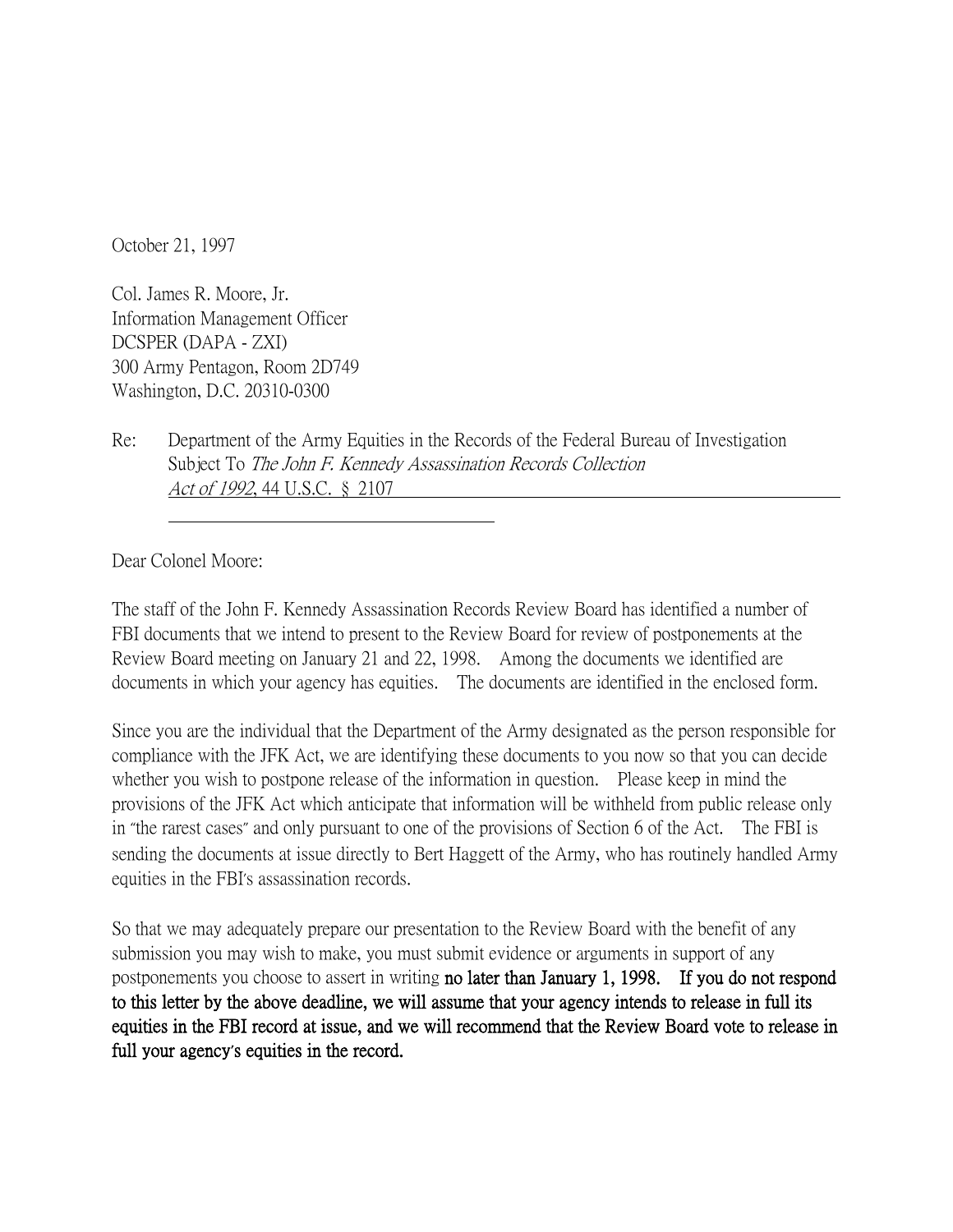October 21, 1997

Col. James R. Moore, Jr.
Information Management Officer
DCSPER (DAPA - ZXI)
300 Army Pentagon, Room 2D749
Washington, D.C. 20310-0300

Re: Department of the Army Equities in the Records of the Federal Bureau of Investigation Subject To *The John F. Kennedy Assassination Records Collection Act of 1992*, 44 U.S.C. § 2107

Dear Colonel Moore:

The staff of the John F. Kennedy Assassination Records Review Board has identified a number of FBI documents that we intend to present to the Review Board for review of postponements at the Review Board meeting on January 21 and 22, 1998. Among the documents we identified are documents in which your agency has equities. The documents are identified in the enclosed form.

Since you are the individual that the Department of the Army designated as the person responsible for compliance with the JFK Act, we are identifying these documents to you now so that you can decide whether you wish to postpone release of the information in question. Please keep in mind the provisions of the JFK Act which anticipate that information will be withheld from public release only in "the rarest cases" and only pursuant to one of the provisions of Section 6 of the Act. The FBI is sending the documents at issue directly to Bert Haggett of the Army, who has routinely handled Army equities in the FBI's assassination records.

So that we may adequately prepare our presentation to the Review Board with the benefit of any submission you may wish to make, you must submit evidence or arguments in support of any postponements you choose to assert in writing **no later than January 1, 1998. If you do not respond to this letter by the above deadline, we will assume that your agency intends to release in full its equities in the FBI record at issue, and we will recommend that the Review Board vote to release in full your agency's equities in the record.**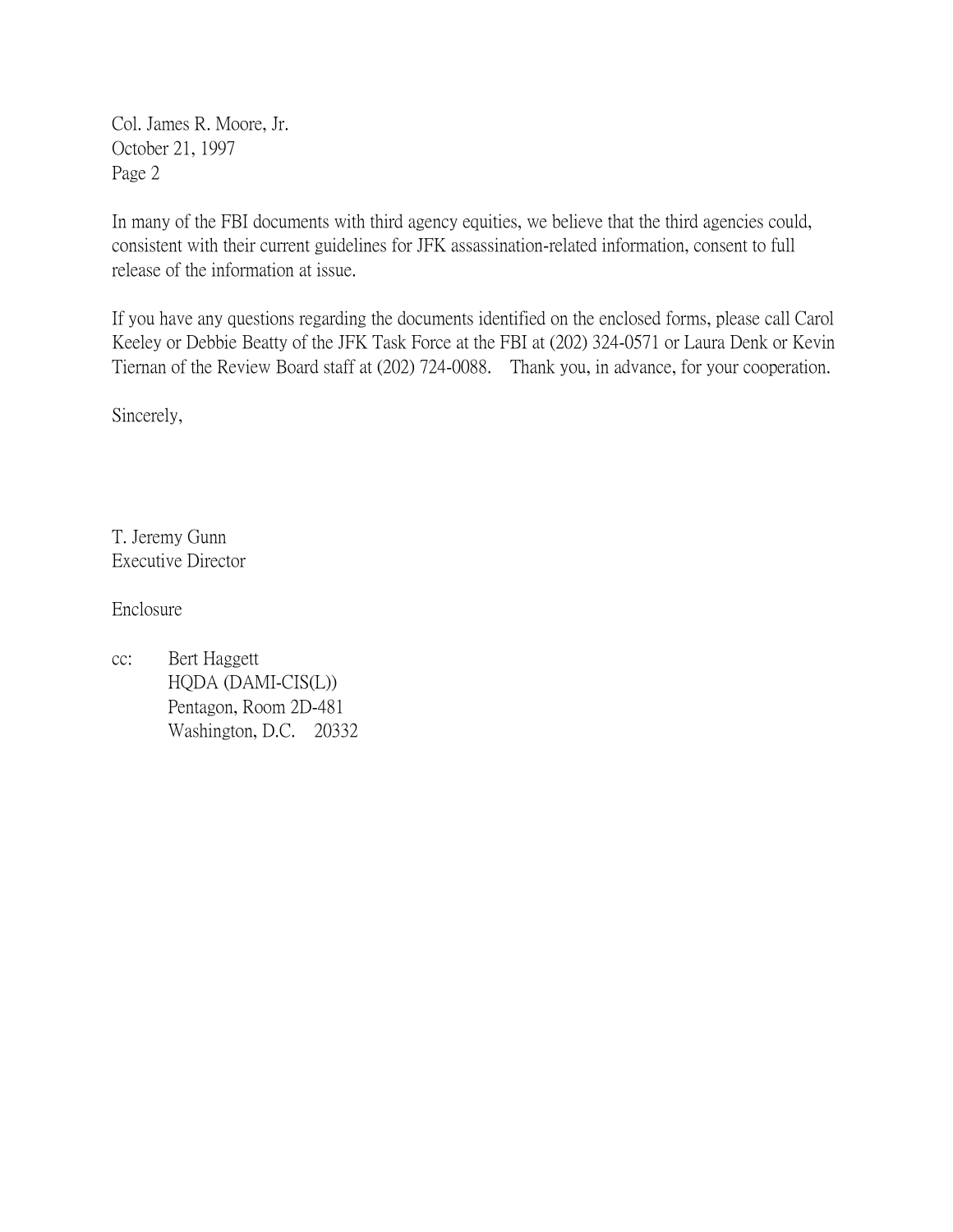Col. James R. Moore, Jr.
October 21, 1997
Page 2

In many of the FBI documents with third agency equities, we believe that the third agencies could, consistent with their current guidelines for JFK assassination-related information, consent to full release of the information at issue.

If you have any questions regarding the documents identified on the enclosed forms, please call Carol Keeley or Debbie Beatty of the JFK Task Force at the FBI at (202) 324-0571 or Laura Denk or Kevin Tiernan of the Review Board staff at (202) 724-0088. Thank you, in advance, for your cooperation.

Sincerely,

T. Jeremy Gunn
Executive Director

Enclosure

cc: Bert Haggett
HQDA (DAMI-CIS(L))
Pentagon, Room 2D-481
Washington, D.C. 20332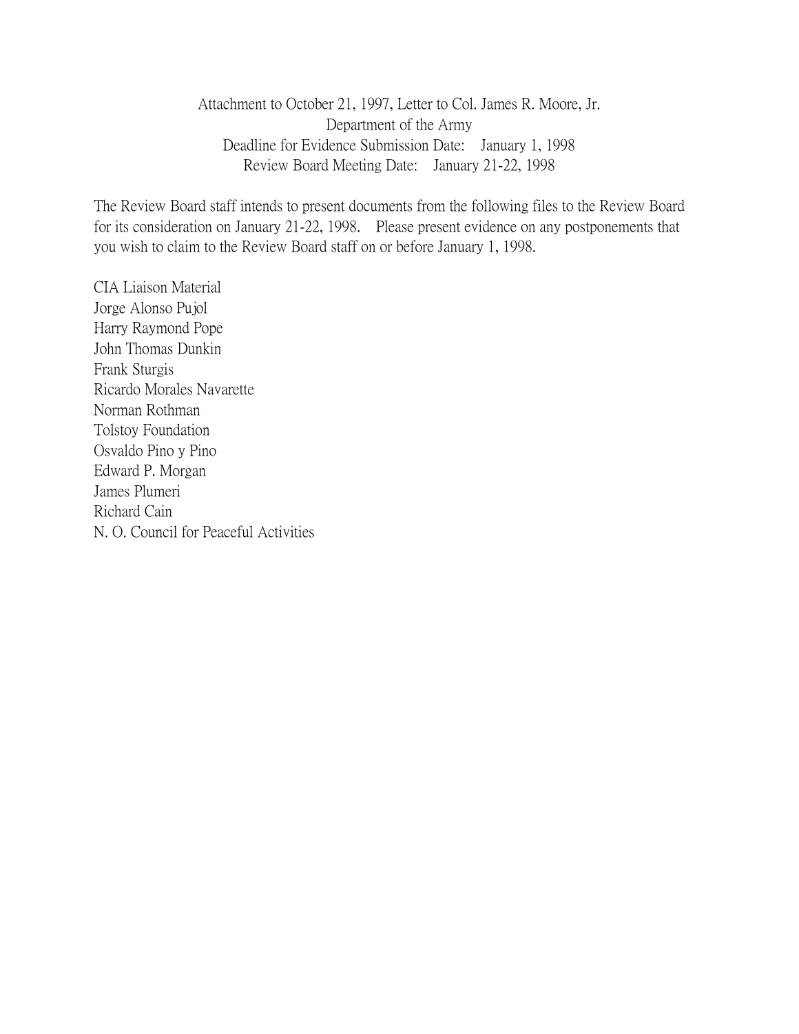Attachment to October 21, 1997, Letter to Col. James R. Moore, Jr.
Department of the Army
Deadline for Evidence Submission Date: January 1, 1998
Review Board Meeting Date: January 21-22, 1998

The Review Board staff intends to present documents from the following files to the Review Board for its consideration on January 21-22, 1998. Please present evidence on any postponements that you wish to claim to the Review Board staff on or before January 1, 1998.

CIA Liaison Material
Jorge Alonso Pujol
Harry Raymond Pope
John Thomas Dunkin
Frank Sturgis
Ricardo Morales Navarette
Norman Rothman
Tolstoy Foundation
Osvaldo Pino y Pino
Edward P. Morgan
James Plumeri
Richard Cain
N. O. Council for Peaceful Activities